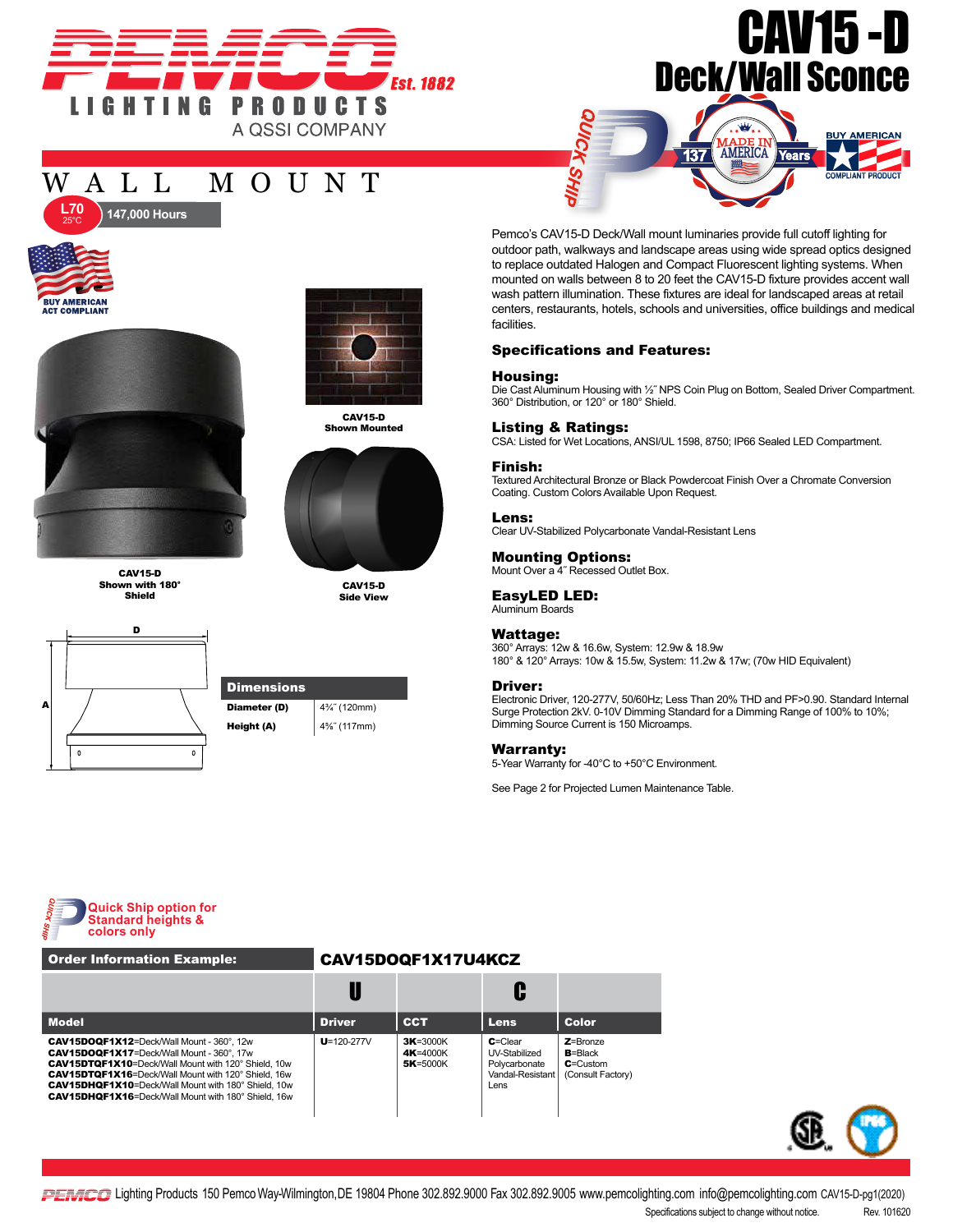# CAV15 -D

## Deck/Wall Sconce

PEMCO Est. 1882
LIGHTING PRODUCTS
A QSSI COMPANY

## WALL MOUNT

L70 25°C 147,000 Hours

BUY AMERICAN ACT COMPLIANT

MADE IN AMERICA 137 Years

BUY AMERICAN COMPLIANT PRODUCT

QUICK SHIP

Pemco's CAV15-D Deck/Wall mount luminaries provide full cutoff lighting for outdoor path, walkways and landscape areas using wide spread optics designed to replace outdated Halogen and Compact Fluorescent lighting systems. When mounted on walls between 8 to 20 feet the CAV15-D fixture provides accent wall wash pattern illumination. These fixtures are ideal for landscaped areas at retail centers, restaurants, hotels, schools and universities, office buildings and medical facilities.

CAV15-D Shown with 180° Shield

CAV15-D Shown Mounted

CAV15-D Side View

### Specifications and Features:

**Housing:**
Die Cast Aluminum Housing with ½" NPS Coin Plug on Bottom, Sealed Driver Compartment. 360° Distribution, or 120° or 180° Shield.

**Listing & Ratings:**
CSA: Listed for Wet Locations, ANSI/UL 1598, 8750; IP66 Sealed LED Compartment.

**Finish:**
Textured Architectural Bronze or Black Powdercoat Finish Over a Chromate Conversion Coating. Custom Colors Available Upon Request.

**Lens:**
Clear UV-Stabilized Polycarbonate Vandal-Resistant Lens

**Mounting Options:**
Mount Over a 4" Recessed Outlet Box.

**EasyLED LED:**
Aluminum Boards

**Wattage:**
360° Arrays: 12w & 16.6w, System: 12.9w & 18.9w
180° & 120° Arrays: 10w & 15.5w, System: 11.2w & 17w; (70w HID Equivalent)

**Driver:**
Electronic Driver, 120-277V, 50/60Hz; Less Than 20% THD and PF>0.90. Standard Internal Surge Protection 2kV. 0-10V Dimming Standard for a Dimming Range of 100% to 10%; Dimming Source Current is 150 Microamps.

**Warranty:**
5-Year Warranty for -40°C to +50°C Environment.

See Page 2 for Projected Lumen Maintenance Table.

| Dimensions | |
|---|---|
| Diameter (D) | 4¾" (120mm) |
| Height (A) | 4⅝" (117mm) |

Quick Ship option for Standard heights & colors only

**Order Information Example:** CAV15DOQF1X17U4KCZ

| Model | Driver (U) | CCT | Lens (C) | Color |
|---|---|---|---|---|
| **CAV15DOQF1X12**=Deck/Wall Mount - 360°, 12w<br>**CAV15DOQF1X17**=Deck/Wall Mount - 360°, 17w<br>**CAV15DTQF1X10**=Deck/Wall Mount with 120° Shield, 10w<br>**CAV15DTQF1X16**=Deck/Wall Mount with 120° Shield, 16w<br>**CAV15DHQF1X10**=Deck/Wall Mount with 180° Shield, 10w<br>**CAV15DHQF1X16**=Deck/Wall Mount with 180° Shield, 16w | **U**=120-277V | **3K**=3000K<br>**4K**=4000K<br>**5K**=5000K | **C**=Clear UV-Stabilized Polycarbonate Vandal-Resistant Lens | **Z**=Bronze<br>**B**=Black<br>**C**=Custom (Consult Factory) |

PEMCO Lighting Products 150 Pemco Way-Wilmington, DE 19804 Phone 302.892.9000 Fax 302.892.9005 www.pemcolighting.com info@pemcolighting.com CAV15-D-pg1(2020)

Specifications subject to change without notice. Rev. 101620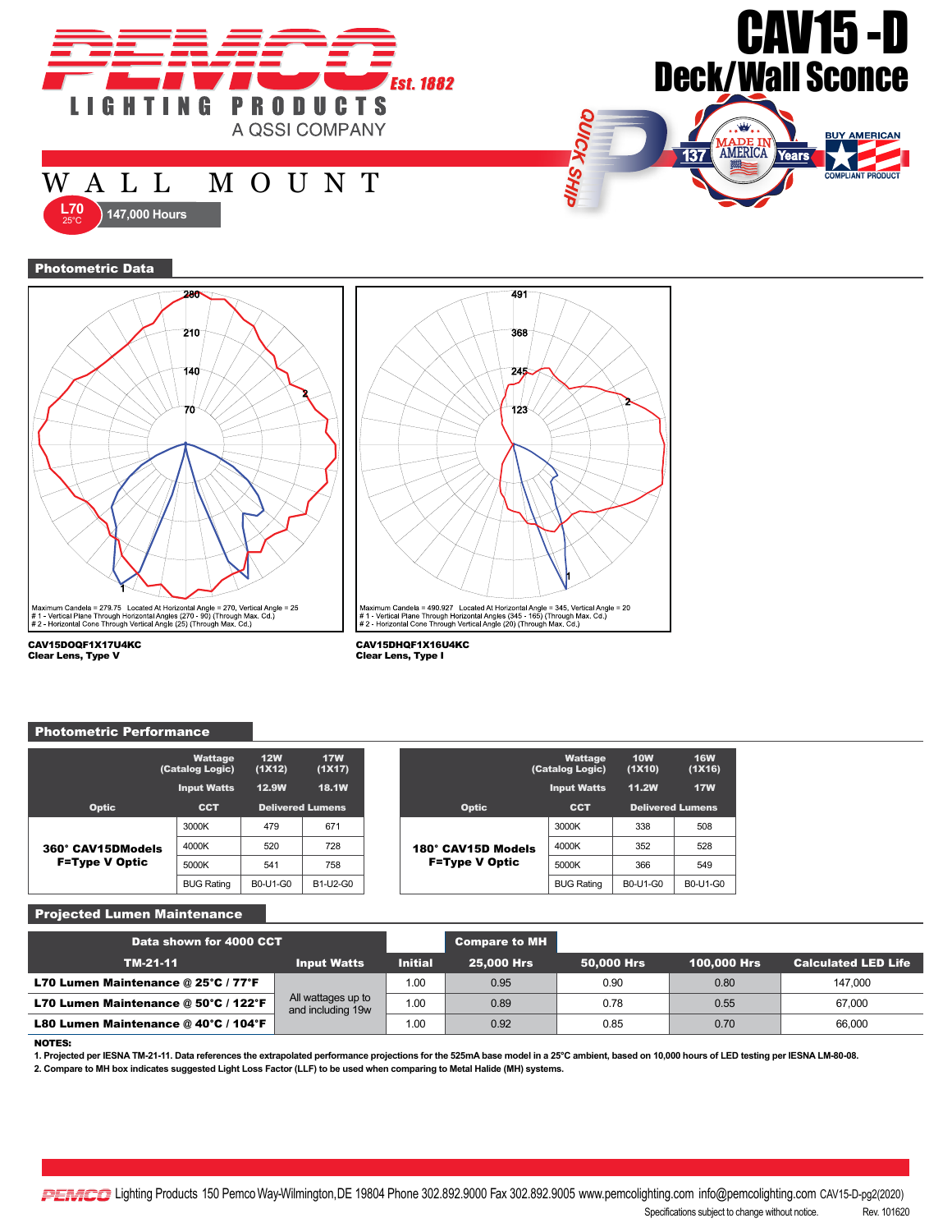# CAV15 -D

## Deck/Wall Sconce

PEMCO LIGHTING PRODUCTS Est. 1882
A QSSI COMPANY

QUICK SHIP

MADE IN AMERICA 137 Years

BUY AMERICAN COMPLIANT PRODUCT

# WALL MOUNT

L70 25°C 147,000 Hours

## Photometric Data

280
210
140
70
2
1

Maximum Candela = 279.75 Located At Horizontal Angle = 270, Vertical Angle = 25
# 1 - Vertical Plane Through Horizontal Angles (270 - 90) (Through Max. Cd.)
# 2 - Horizontal Cone Through Vertical Angle (25) (Through Max. Cd.)

**CAV15DOQF1X17U4KC**
**Clear Lens, Type V**

491
368
245
123
2
1

Maximum Candela = 490.927 Located At Horizontal Angle = 345, Vertical Angle = 20
# 1 - Vertical Plane Through Horizontal Angles (345 - 165) (Through Max. Cd.)
# 2 - Horizontal Cone Through Vertical Angle (20) (Through Max. Cd.)

**CAV15DHQF1X16U4KC**
**Clear Lens, Type I**

## Photometric Performance

| | Wattage (Catalog Logic) | 12W (1X12) | 17W (1X17) |
|---|---|---|---|
| | Input Watts | 12.9W | 18.1W |
| Optic | CCT | Delivered Lumens | |
| 360° CAV15DModels F=Type V Optic | 3000K | 479 | 671 |
| | 4000K | 520 | 728 |
| | 5000K | 541 | 758 |
| | BUG Rating | B0-U1-G0 | B1-U2-G0 |

| | Wattage (Catalog Logic) | 10W (1X10) | 16W (1X16) |
|---|---|---|---|
| | Input Watts | 11.2W | 17W |
| Optic | CCT | Delivered Lumens | |
| 180° CAV15D Models F=Type V Optic | 3000K | 338 | 508 |
| | 4000K | 352 | 528 |
| | 5000K | 366 | 549 |
| | BUG Rating | B0-U1-G0 | B0-U1-G0 |

## Projected Lumen Maintenance

| Data shown for 4000 CCT | | | Compare to MH | | | |
|---|---|---|---|---|---|---|
| TM-21-11 | Input Watts | Initial | 25,000 Hrs | 50,000 Hrs | 100,000 Hrs | Calculated LED Life |
| L70 Lumen Maintenance @ 25°C / 77°F | All wattages up to and including 19w | 1.00 | 0.95 | 0.90 | 0.80 | 147,000 |
| L70 Lumen Maintenance @ 50°C / 122°F | | 1.00 | 0.89 | 0.78 | 0.55 | 67,000 |
| L80 Lumen Maintenance @ 40°C / 104°F | | 1.00 | 0.92 | 0.85 | 0.70 | 66,000 |

**NOTES:**

1. Projected per IESNA TM-21-11. Data references the extrapolated performance projections for the 525mA base model in a 25°C ambient, based on 10,000 hours of LED testing per IESNA LM-80-08.
2. Compare to MH box indicates suggested Light Loss Factor (LLF) to be used when comparing to Metal Halide (MH) systems.

PEMCO Lighting Products 150 Pemco Way-Wilmington,DE 19804 Phone 302.892.9000 Fax 302.892.9005 www.pemcolighting.com info@pemcolighting.com CAV15-D-pg2(2020)

Specifications subject to change without notice. Rev. 101620